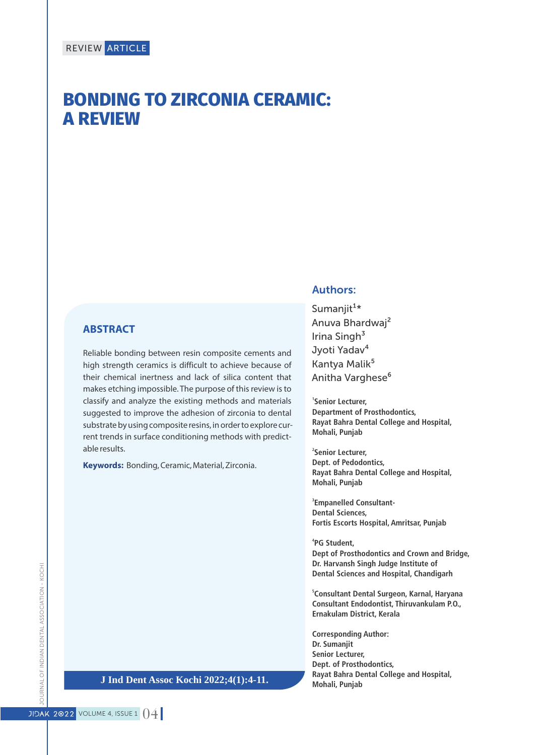REVIEW ARTICLE

# BONDING TO ZIRCONIA CERAMIC: A REVIEW

## ABSTRACT

Reliable bonding between resin composite cements and high strength ceramics is difficult to achieve because of their chemical inertness and lack of silica content that makes etching impossible. The purpose of this review is to classify and analyze the existing methods and materials suggested to improve the adhesion of zirconia to dental substrate by using composite resins, in order to explore current trends in surface conditioning methods with predictable results.

**Keywords:** Bonding, Ceramic, Material, Zirconia.

J Ind Dent Assoc Kochi 2022;4(1):4-11.

## Authors:

Sumanjit[1]*
Anuva Bhardwaj[2]
Irina Singh[3]
Jyoti Yadav[4]
Kantya Malik[5]
Anitha Varghese[6]

[1]**Senior Lecturer, Department of Prosthodontics, Rayat Bahra Dental College and Hospital, Mohali, Punjab**

[2]**Senior Lecturer, Dept. of Pedodontics, Rayat Bahra Dental College and Hospital, Mohali, Punjab**

[3]**Empanelled Consultant-Dental Sciences, Fortis Escorts Hospital, Amritsar, Punjab**

[4]**PG Student, Dept of Prosthodontics and Crown and Bridge, Dr. Harvansh Singh Judge Institute of Dental Sciences and Hospital, Chandigarh**

[5]**Consultant Dental Surgeon, Karnal, Haryana Consultant Endodontist, Thiruvankulam P.O., Ernakulam District, Kerala**

**Corresponding Author:**
**Dr. Sumanjit**
**Senior Lecturer,**
**Dept. of Prosthodontics,**
**Rayat Bahra Dental College and Hospital,**
**Mohali, Punjab**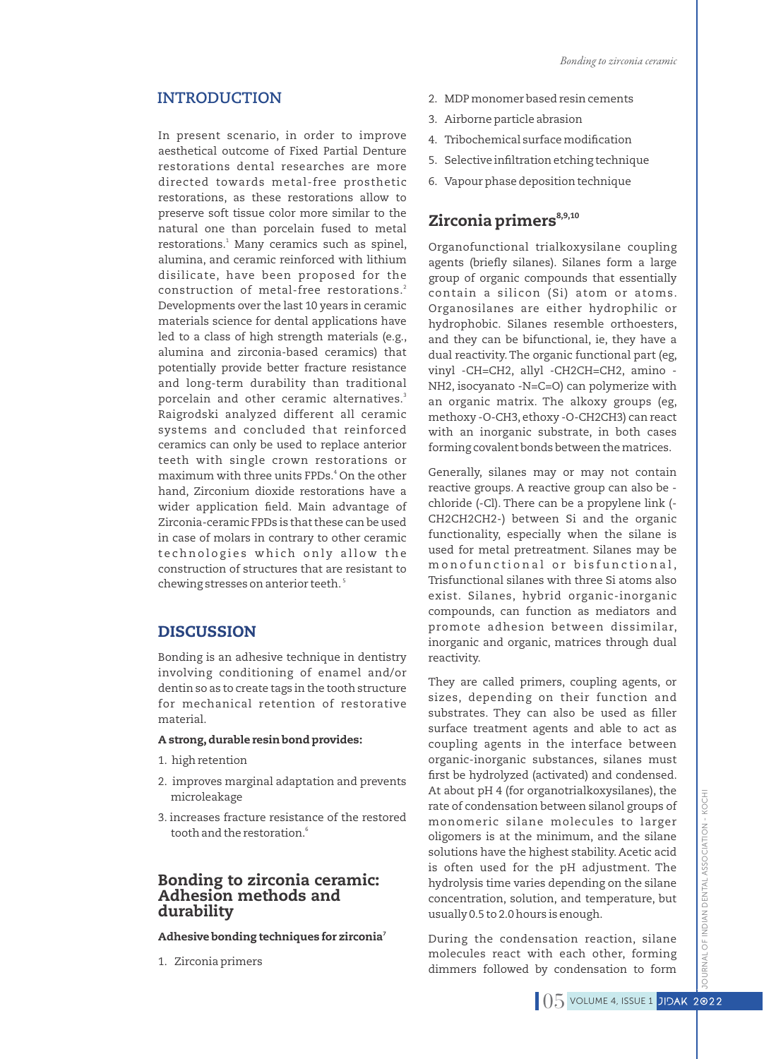## INTRODUCTION

In present scenario, in order to improve aesthetical outcome of Fixed Partial Denture restorations dental researches are more directed towards metal-free prosthetic restorations, as these restorations allow to preserve soft tissue color more similar to the natural one than porcelain fused to metal restorations.[1] Many ceramics such as spinel, alumina, and ceramic reinforced with lithium disilicate, have been proposed for the construction of metal-free restorations.[2] Developments over the last 10 years in ceramic materials science for dental applications have led to a class of high strength materials (e.g., alumina and zirconia-based ceramics) that potentially provide better fracture resistance and long-term durability than traditional porcelain and other ceramic alternatives.[3] Raigrodski analyzed different all ceramic systems and concluded that reinforced ceramics can only be used to replace anterior teeth with single crown restorations or maximum with three units FPDs.[4] On the other hand, Zirconium dioxide restorations have a wider application field. Main advantage of Zirconia-ceramic FPDs is that these can be used in case of molars in contrary to other ceramic technologies which only allow the construction of structures that are resistant to chewing stresses on anterior teeth.[5]

## DISCUSSION

Bonding is an adhesive technique in dentistry involving conditioning of enamel and/or dentin so as to create tags in the tooth structure for mechanical retention of restorative material.

**A strong, durable resin bond provides:**

1. high retention
2. improves marginal adaptation and prevents microleakage
3. increases fracture resistance of the restored tooth and the restoration.[6]

## Bonding to zirconia ceramic: Adhesion methods and durability

**Adhesive bonding techniques for zirconia**[7]

1. Zirconia primers
2. MDP monomer based resin cements
3. Airborne particle abrasion
4. Tribochemical surface modification
5. Selective infiltration etching technique
6. Vapour phase deposition technique

## Zirconia primers[8,9,10]

Organofunctional trialkoxysilane coupling agents (briefly silanes). Silanes form a large group of organic compounds that essentially contain a silicon (Si) atom or atoms. Organosilanes are either hydrophilic or hydrophobic. Silanes resemble orthoesters, and they can be bifunctional, ie, they have a dual reactivity. The organic functional part (eg, vinyl -CH=CH2, allyl -CH2CH=CH2, amino -NH2, isocyanato -N=C=O) can polymerize with an organic matrix. The alkoxy groups (eg, methoxy -O-CH3, ethoxy -O-CH2CH3) can react with an inorganic substrate, in both cases forming covalent bonds between the matrices.

Generally, silanes may or may not contain reactive groups. A reactive group can also be -chloride (-Cl). There can be a propylene link (-CH2CH2CH2-) between Si and the organic functionality, especially when the silane is used for metal pretreatment. Silanes may be monofunctional or bisfunctional, Trisfunctional silanes with three Si atoms also exist. Silanes, hybrid organic-inorganic compounds, can function as mediators and promote adhesion between dissimilar, inorganic and organic, matrices through dual reactivity.

They are called primers, coupling agents, or sizes, depending on their function and substrates. They can also be used as filler surface treatment agents and able to act as coupling agents in the interface between organic-inorganic substances, silanes must first be hydrolyzed (activated) and condensed. At about pH 4 (for organotrialkoxysilanes), the rate of condensation between silanol groups of monomeric silane molecules to larger oligomers is at the minimum, and the silane solutions have the highest stability. Acetic acid is often used for the pH adjustment. The hydrolysis time varies depending on the silane concentration, solution, and temperature, but usually 0.5 to 2.0 hours is enough.

During the condensation reaction, silane molecules react with each other, forming dimmers followed by condensation to form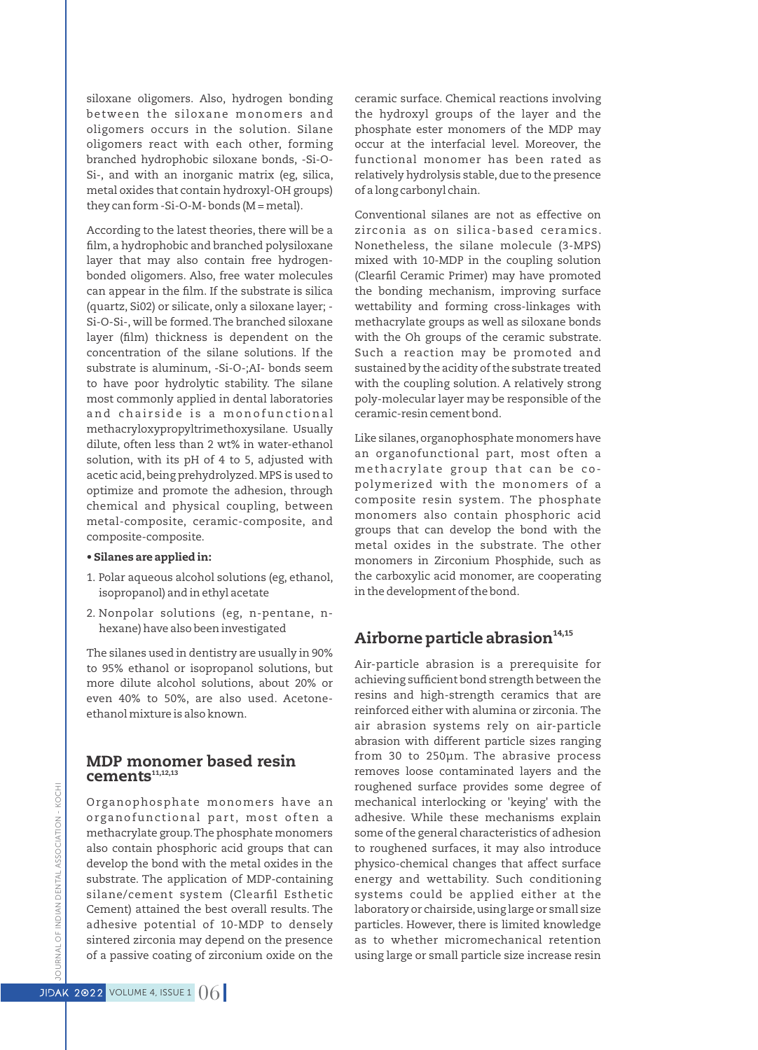siloxane oligomers. Also, hydrogen bonding between the siloxane monomers and oligomers occurs in the solution. Silane oligomers react with each other, forming branched hydrophobic siloxane bonds, -Si-O-Si-, and with an inorganic matrix (eg, silica, metal oxides that contain hydroxyl-OH groups) they can form -Si-O-M- bonds (M = metal).

According to the latest theories, there will be a film, a hydrophobic and branched polysiloxane layer that may also contain free hydrogen-bonded oligomers. Also, free water molecules can appear in the film. If the substrate is silica (quartz, Si02) or silicate, only a siloxane layer; -Si-O-Si-, will be formed. The branched siloxane layer (film) thickness is dependent on the concentration of the silane solutions. If the substrate is aluminum, -Si-O-;AI- bonds seem to have poor hydrolytic stability. The silane most commonly applied in dental laboratories and chairside is a monofunctional methacryloxypropyltrimethoxysilane. Usually dilute, often less than 2 wt% in water-ethanol solution, with its pH of 4 to 5, adjusted with acetic acid, being prehydrolyzed. MPS is used to optimize and promote the adhesion, through chemical and physical coupling, between metal-composite, ceramic-composite, and composite-composite.

- **Silanes are applied in:**

1. Polar aqueous alcohol solutions (eg, ethanol, isopropanol) and in ethyl acetate
2. Nonpolar solutions (eg, n-pentane, n-hexane) have also been investigated

The silanes used in dentistry are usually in 90% to 95% ethanol or isopropanol solutions, but more dilute alcohol solutions, about 20% or even 40% to 50%, are also used. Acetone-ethanol mixture is also known.

## MDP monomer based resin cements[11,12,13]

Organophosphate monomers have an organofunctional part, most often a methacrylate group. The phosphate monomers also contain phosphoric acid groups that can develop the bond with the metal oxides in the substrate. The application of MDP-containing silane/cement system (Clearfil Esthetic Cement) attained the best overall results. The adhesive potential of 10-MDP to densely sintered zirconia may depend on the presence of a passive coating of zirconium oxide on the ceramic surface. Chemical reactions involving the hydroxyl groups of the layer and the phosphate ester monomers of the MDP may occur at the interfacial level. Moreover, the functional monomer has been rated as relatively hydrolysis stable, due to the presence of a long carbonyl chain.

Conventional silanes are not as effective on zirconia as on silica-based ceramics. Nonetheless, the silane molecule (3-MPS) mixed with 10-MDP in the coupling solution (Clearfil Ceramic Primer) may have promoted the bonding mechanism, improving surface wettability and forming cross-linkages with methacrylate groups as well as siloxane bonds with the Oh groups of the ceramic substrate. Such a reaction may be promoted and sustained by the acidity of the substrate treated with the coupling solution. A relatively strong poly-molecular layer may be responsible of the ceramic-resin cement bond.

Like silanes, organophosphate monomers have an organofunctional part, most often a methacrylate group that can be co-polymerized with the monomers of a composite resin system. The phosphate monomers also contain phosphoric acid groups that can develop the bond with the metal oxides in the substrate. The other monomers in Zirconium Phosphide, such as the carboxylic acid monomer, are cooperating in the development of the bond.

## Airborne particle abrasion[14,15]

Air-particle abrasion is a prerequisite for achieving sufficient bond strength between the resins and high-strength ceramics that are reinforced either with alumina or zirconia. The air abrasion systems rely on air-particle abrasion with different particle sizes ranging from 30 to 250µm. The abrasive process removes loose contaminated layers and the roughened surface provides some degree of mechanical interlocking or 'keying' with the adhesive. While these mechanisms explain some of the general characteristics of adhesion to roughened surfaces, it may also introduce physico-chemical changes that affect surface energy and wettability. Such conditioning systems could be applied either at the laboratory or chairside, using large or small size particles. However, there is limited knowledge as to whether micromechanical retention using large or small particle size increase resin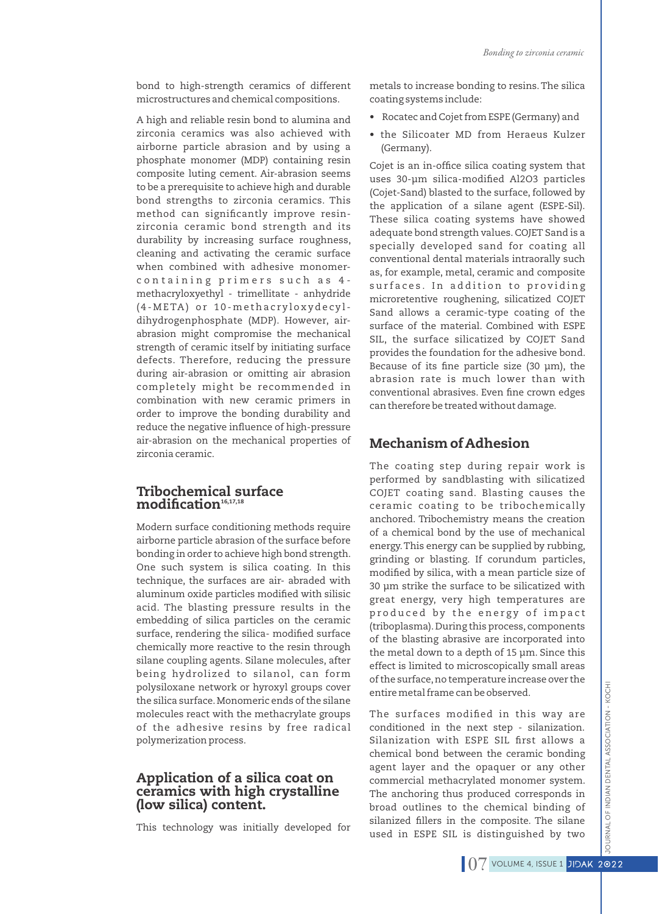bond to high-strength ceramics of different microstructures and chemical compositions.

A high and reliable resin bond to alumina and zirconia ceramics was also achieved with airborne particle abrasion and by using a phosphate monomer (MDP) containing resin composite luting cement. Air-abrasion seems to be a prerequisite to achieve high and durable bond strengths to zirconia ceramics. This method can significantly improve resin-zirconia ceramic bond strength and its durability by increasing surface roughness, cleaning and activating the ceramic surface when combined with adhesive monomer-containing primers such as 4-methacryloxyethyl - trimellitate - anhydride (4-META) or 10-methacryloxydecyl-dihydrogenphosphate (MDP). However, air-abrasion might compromise the mechanical strength of ceramic itself by initiating surface defects. Therefore, reducing the pressure during air-abrasion or omitting air abrasion completely might be recommended in combination with new ceramic primers in order to improve the bonding durability and reduce the negative influence of high-pressure air-abrasion on the mechanical properties of zirconia ceramic.

## Tribochemical surface modification[16,17,18]

Modern surface conditioning methods require airborne particle abrasion of the surface before bonding in order to achieve high bond strength. One such system is silica coating. In this technique, the surfaces are air- abraded with aluminum oxide particles modified with silisic acid. The blasting pressure results in the embedding of silica particles on the ceramic surface, rendering the silica- modified surface chemically more reactive to the resin through silane coupling agents. Silane molecules, after being hydrolized to silanol, can form polysiloxane network or hyroxyl groups cover the silica surface. Monomeric ends of the silane molecules react with the methacrylate groups of the adhesive resins by free radical polymerization process.

## Application of a silica coat on ceramics with high crystalline (low silica) content.

This technology was initially developed for metals to increase bonding to resins. The silica coating systems include:

- Rocatec and Cojet from ESPE (Germany) and
- the Silicoater MD from Heraeus Kulzer (Germany).

Cojet is an in-office silica coating system that uses 30-µm silica-modified $Al_2O_3$ particles (Cojet-Sand) blasted to the surface, followed by the application of a silane agent (ESPE-Sil). These silica coating systems have showed adequate bond strength values. COJET Sand is a specially developed sand for coating all conventional dental materials intraorally such as, for example, metal, ceramic and composite surfaces. In addition to providing microretentive roughening, silicatized COJET Sand allows a ceramic-type coating of the surface of the material. Combined with ESPE SIL, the surface silicatized by COJET Sand provides the foundation for the adhesive bond. Because of its fine particle size (30 µm), the abrasion rate is much lower than with conventional abrasives. Even fine crown edges can therefore be treated without damage.

## Mechanism of Adhesion

The coating step during repair work is performed by sandblasting with silicatized COJET coating sand. Blasting causes the ceramic coating to be tribochemically anchored. Tribochemistry means the creation of a chemical bond by the use of mechanical energy. This energy can be supplied by rubbing, grinding or blasting. If corundum particles, modified by silica, with a mean particle size of 30 µm strike the surface to be silicatized with great energy, very high temperatures are produced by the energy of impact (triboplasma). During this process, components of the blasting abrasive are incorporated into the metal down to a depth of 15 µm. Since this effect is limited to microscopically small areas of the surface, no temperature increase over the entire metal frame can be observed.

The surfaces modified in this way are conditioned in the next step - silanization. Silanization with ESPE SIL first allows a chemical bond between the ceramic bonding agent layer and the opaquer or any other commercial methacrylated monomer system. The anchoring thus produced corresponds in broad outlines to the chemical binding of silanized fillers in the composite. The silane used in ESPE SIL is distinguished by two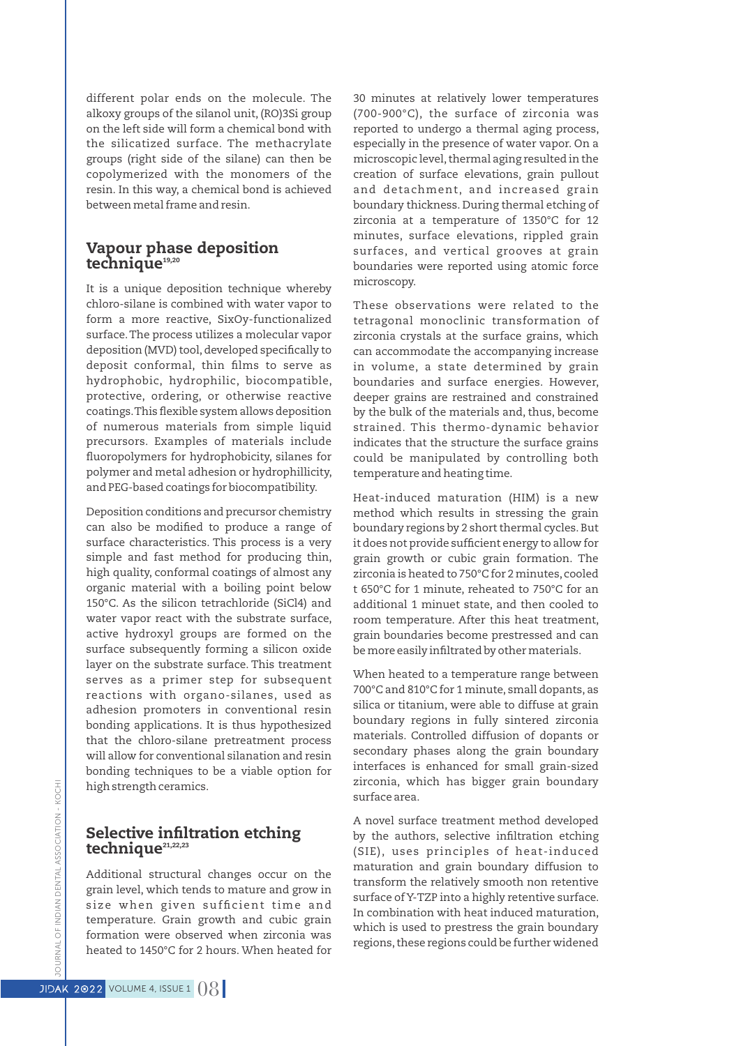different polar ends on the molecule. The alkoxy groups of the silanol unit, (RO)3Si group on the left side will form a chemical bond with the silicatized surface. The methacrylate groups (right side of the silane) can then be copolymerized with the monomers of the resin. In this way, a chemical bond is achieved between metal frame and resin.

## Vapour phase deposition technique[19,20]

It is a unique deposition technique whereby chloro-silane is combined with water vapor to form a more reactive, SixOy-functionalized surface. The process utilizes a molecular vapor deposition (MVD) tool, developed specifically to deposit conformal, thin films to serve as hydrophobic, hydrophilic, biocompatible, protective, ordering, or otherwise reactive coatings. This flexible system allows deposition of numerous materials from simple liquid precursors. Examples of materials include fluoropolymers for hydrophobicity, silanes for polymer and metal adhesion or hydrophillicity, and PEG-based coatings for biocompatibility.

Deposition conditions and precursor chemistry can also be modified to produce a range of surface characteristics. This process is a very simple and fast method for producing thin, high quality, conformal coatings of almost any organic material with a boiling point below 150°C. As the silicon tetrachloride ($SiCl_4$) and water vapor react with the substrate surface, active hydroxyl groups are formed on the surface subsequently forming a silicon oxide layer on the substrate surface. This treatment serves as a primer step for subsequent reactions with organo-silanes, used as adhesion promoters in conventional resin bonding applications. It is thus hypothesized that the chloro-silane pretreatment process will allow for conventional silanation and resin bonding techniques to be a viable option for high strength ceramics.

## Selective infiltration etching technique[21,22,23]

Additional structural changes occur on the grain level, which tends to mature and grow in size when given sufficient time and temperature. Grain growth and cubic grain formation were observed when zirconia was heated to 1450°C for 2 hours. When heated for 30 minutes at relatively lower temperatures (700-900°C), the surface of zirconia was reported to undergo a thermal aging process, especially in the presence of water vapor. On a microscopic level, thermal aging resulted in the creation of surface elevations, grain pullout and detachment, and increased grain boundary thickness. During thermal etching of zirconia at a temperature of 1350°C for 12 minutes, surface elevations, rippled grain surfaces, and vertical grooves at grain boundaries were reported using atomic force microscopy.

These observations were related to the tetragonal monoclinic transformation of zirconia crystals at the surface grains, which can accommodate the accompanying increase in volume, a state determined by grain boundaries and surface energies. However, deeper grains are restrained and constrained by the bulk of the materials and, thus, become strained. This thermo-dynamic behavior indicates that the structure the surface grains could be manipulated by controlling both temperature and heating time.

Heat-induced maturation (HIM) is a new method which results in stressing the grain boundary regions by 2 short thermal cycles. But it does not provide sufficient energy to allow for grain growth or cubic grain formation. The zirconia is heated to 750°C for 2 minutes, cooled t 650°C for 1 minute, reheated to 750°C for an additional 1 minuet state, and then cooled to room temperature. After this heat treatment, grain boundaries become prestressed and can be more easily infiltrated by other materials.

When heated to a temperature range between 700°C and 810°C for 1 minute, small dopants, as silica or titanium, were able to diffuse at grain boundary regions in fully sintered zirconia materials. Controlled diffusion of dopants or secondary phases along the grain boundary interfaces is enhanced for small grain-sized zirconia, which has bigger grain boundary surface area.

A novel surface treatment method developed by the authors, selective infiltration etching (SIE), uses principles of heat-induced maturation and grain boundary diffusion to transform the relatively smooth non retentive surface of Y-TZP into a highly retentive surface. In combination with heat induced maturation, which is used to prestress the grain boundary regions, these regions could be further widened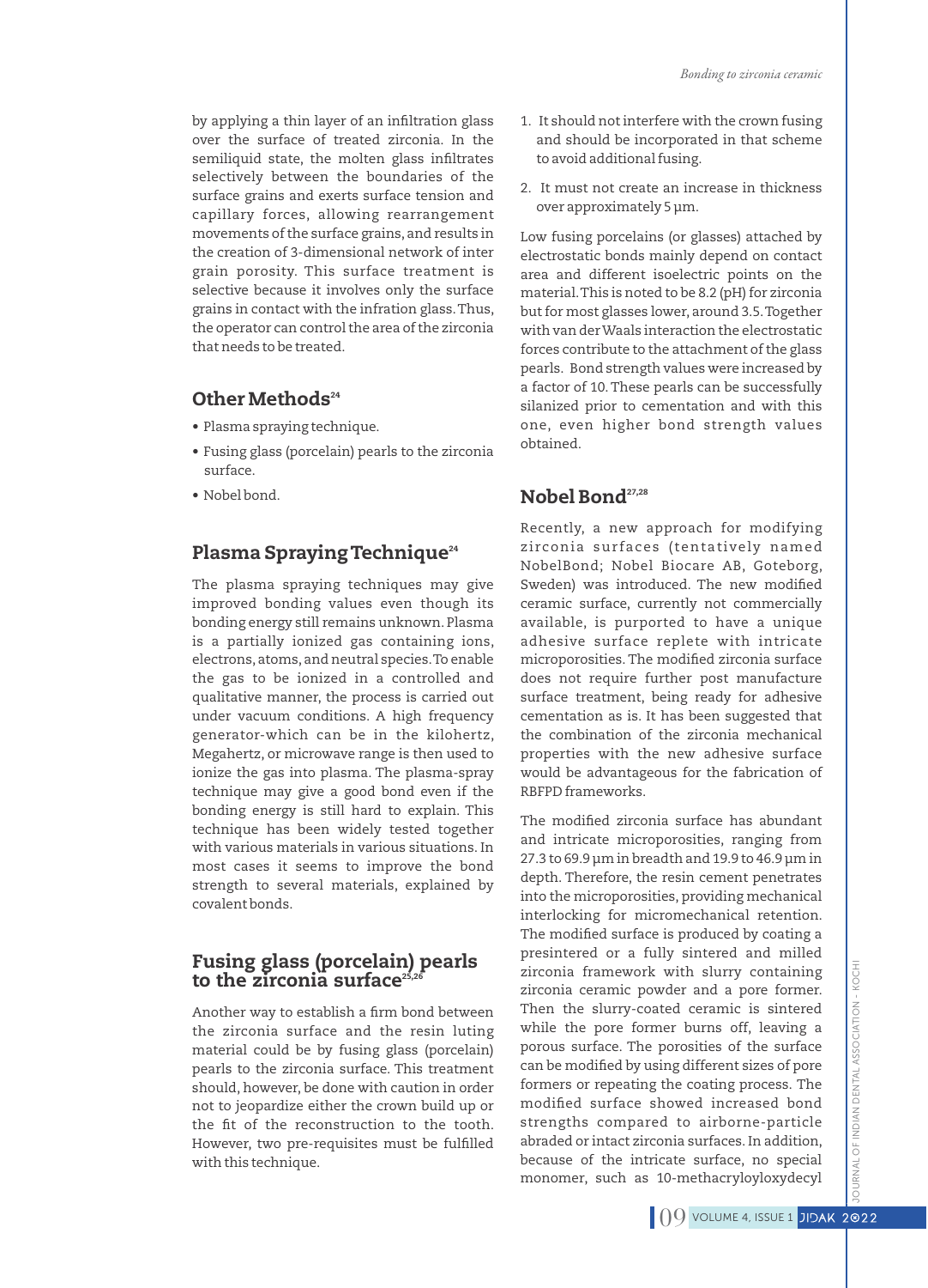by applying a thin layer of an infiltration glass over the surface of treated zirconia. In the semiliquid state, the molten glass infiltrates selectively between the boundaries of the surface grains and exerts surface tension and capillary forces, allowing rearrangement movements of the surface grains, and results in the creation of 3-dimensional network of inter grain porosity. This surface treatment is selective because it involves only the surface grains in contact with the infration glass. Thus, the operator can control the area of the zirconia that needs to be treated.

## Other Methods[24]

- Plasma spraying technique.
- Fusing glass (porcelain) pearls to the zirconia surface.
- Nobel bond.

## Plasma Spraying Technique[24]

The plasma spraying techniques may give improved bonding values even though its bonding energy still remains unknown. Plasma is a partially ionized gas containing ions, electrons, atoms, and neutral species. To enable the gas to be ionized in a controlled and qualitative manner, the process is carried out under vacuum conditions. A high frequency generator-which can be in the kilohertz, Megahertz, or microwave range is then used to ionize the gas into plasma. The plasma-spray technique may give a good bond even if the bonding energy is still hard to explain. This technique has been widely tested together with various materials in various situations. In most cases it seems to improve the bond strength to several materials, explained by covalent bonds.

## Fusing glass (porcelain) pearls to the zirconia surface[25,26]

Another way to establish a firm bond between the zirconia surface and the resin luting material could be by fusing glass (porcelain) pearls to the zirconia surface. This treatment should, however, be done with caution in order not to jeopardize either the crown build up or the fit of the reconstruction to the tooth. However, two pre-requisites must be fulfilled with this technique.

1. It should not interfere with the crown fusing and should be incorporated in that scheme to avoid additional fusing.
2. It must not create an increase in thickness over approximately 5 µm.

Low fusing porcelains (or glasses) attached by electrostatic bonds mainly depend on contact area and different isoelectric points on the material. This is noted to be 8.2 (pH) for zirconia but for most glasses lower, around 3.5. Together with van der Waals interaction the electrostatic forces contribute to the attachment of the glass pearls. Bond strength values were increased by a factor of 10. These pearls can be successfully silanized prior to cementation and with this one, even higher bond strength values obtained.

## Nobel Bond[27,28]

Recently, a new approach for modifying zirconia surfaces (tentatively named NobelBond; Nobel Biocare AB, Goteborg, Sweden) was introduced. The new modified ceramic surface, currently not commercially available, is purported to have a unique adhesive surface replete with intricate microporosities. The modified zirconia surface does not require further post manufacture surface treatment, being ready for adhesive cementation as is. It has been suggested that the combination of the zirconia mechanical properties with the new adhesive surface would be advantageous for the fabrication of RBFPD frameworks.

The modified zirconia surface has abundant and intricate microporosities, ranging from 27.3 to 69.9 µm in breadth and 19.9 to 46.9 µm in depth. Therefore, the resin cement penetrates into the microporosities, providing mechanical interlocking for micromechanical retention. The modified surface is produced by coating a presintered or a fully sintered and milled zirconia framework with slurry containing zirconia ceramic powder and a pore former. Then the slurry-coated ceramic is sintered while the pore former burns off, leaving a porous surface. The porosities of the surface can be modified by using different sizes of pore formers or repeating the coating process. The modified surface showed increased bond strengths compared to airborne-particle abraded or intact zirconia surfaces. In addition, because of the intricate surface, no special monomer, such as 10-methacryloyloxydecyl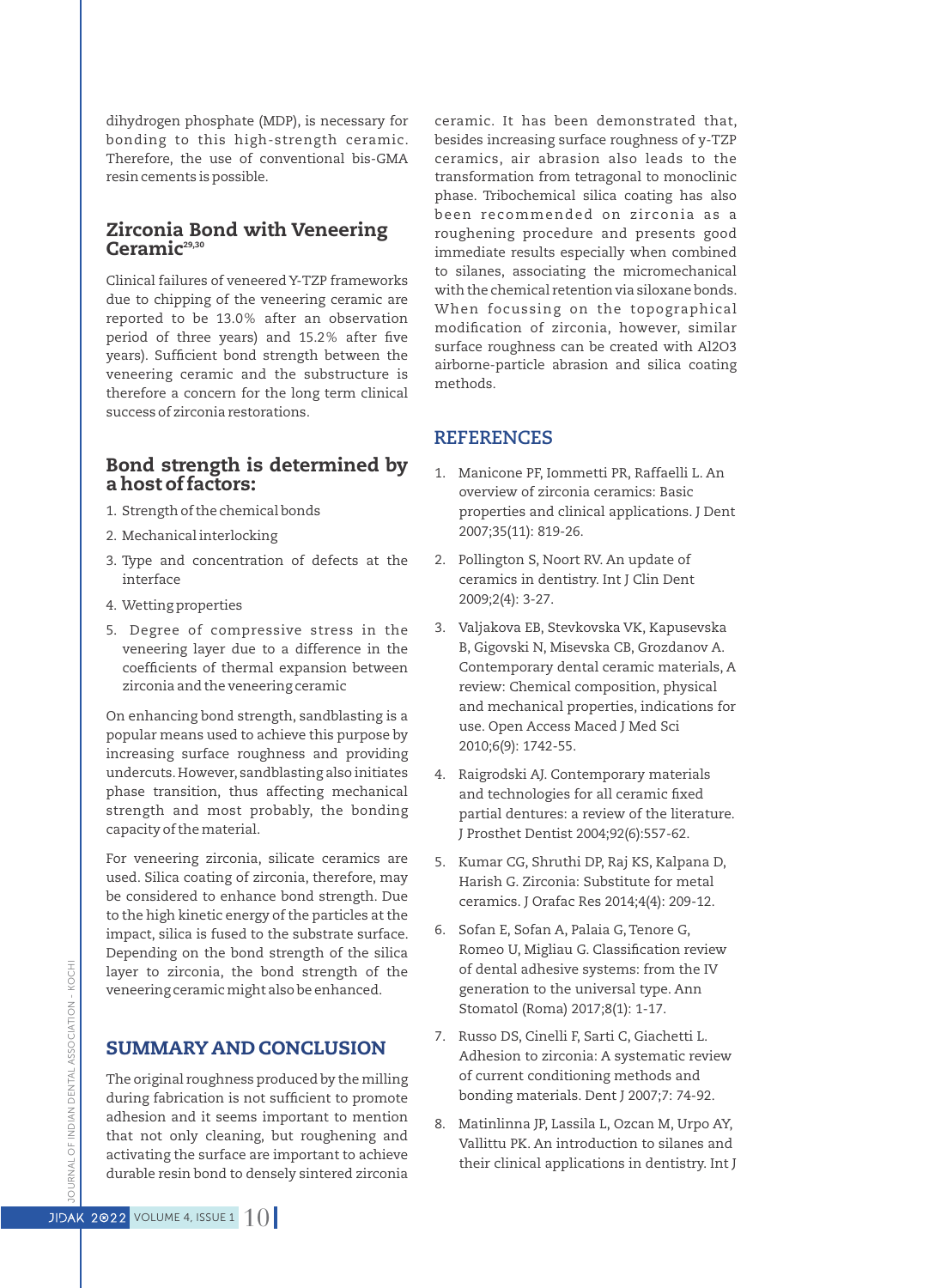dihydrogen phosphate (MDP), is necessary for bonding to this high-strength ceramic. Therefore, the use of conventional bis-GMA resin cements is possible.

## Zirconia Bond with Veneering Ceramic[29,30]

Clinical failures of veneered Y-TZP frameworks due to chipping of the veneering ceramic are reported to be 13.0% after an observation period of three years) and 15.2% after five years). Sufficient bond strength between the veneering ceramic and the substructure is therefore a concern for the long term clinical success of zirconia restorations.

## Bond strength is determined by a host of factors:

1. Strength of the chemical bonds
2. Mechanical interlocking
3. Type and concentration of defects at the interface
4. Wetting properties
5. Degree of compressive stress in the veneering layer due to a difference in the coefficients of thermal expansion between zirconia and the veneering ceramic

On enhancing bond strength, sandblasting is a popular means used to achieve this purpose by increasing surface roughness and providing undercuts. However, sandblasting also initiates phase transition, thus affecting mechanical strength and most probably, the bonding capacity of the material.

For veneering zirconia, silicate ceramics are used. Silica coating of zirconia, therefore, may be considered to enhance bond strength. Due to the high kinetic energy of the particles at the impact, silica is fused to the substrate surface. Depending on the bond strength of the silica layer to zirconia, the bond strength of the veneering ceramic might also be enhanced.

## SUMMARY AND CONCLUSION

The original roughness produced by the milling during fabrication is not sufficient to promote adhesion and it seems important to mention that not only cleaning, but roughening and activating the surface are important to achieve durable resin bond to densely sintered zirconia ceramic. It has been demonstrated that, besides increasing surface roughness of y-TZP ceramics, air abrasion also leads to the transformation from tetragonal to monoclinic phase. Tribochemical silica coating has also been recommended on zirconia as a roughening procedure and presents good immediate results especially when combined to silanes, associating the micromechanical with the chemical retention via siloxane bonds. When focussing on the topographical modification of zirconia, however, similar surface roughness can be created with Al2O3 airborne-particle abrasion and silica coating methods.

## REFERENCES

1. Manicone PF, Iommetti PR, Raffaelli L. An overview of zirconia ceramics: Basic properties and clinical applications. J Dent 2007;35(11): 819-26.
2. Pollington S, Noort RV. An update of ceramics in dentistry. Int J Clin Dent 2009;2(4): 3-27.
3. Valjakova EB, Stevkovska VK, Kapusevska B, Gigovski N, Misevska CB, Grozdanov A. Contemporary dental ceramic materials, A review: Chemical composition, physical and mechanical properties, indications for use. Open Access Maced J Med Sci 2010;6(9): 1742-55.
4. Raigrodski AJ. Contemporary materials and technologies for all ceramic fixed partial dentures: a review of the literature. J Prosthet Dentist 2004;92(6):557-62.
5. Kumar CG, Shruthi DP, Raj KS, Kalpana D, Harish G. Zirconia: Substitute for metal ceramics. J Orafac Res 2014;4(4): 209-12.
6. Sofan E, Sofan A, Palaia G, Tenore G, Romeo U, Migliau G. Classification review of dental adhesive systems: from the IV generation to the universal type. Ann Stomatol (Roma) 2017;8(1): 1-17.
7. Russo DS, Cinelli F, Sarti C, Giachetti L. Adhesion to zirconia: A systematic review of current conditioning methods and bonding materials. Dent J 2007;7: 74-92.
8. Matinlinna JP, Lassila L, Ozcan M, Urpo AY, Vallittu PK. An introduction to silanes and their clinical applications in dentistry. Int J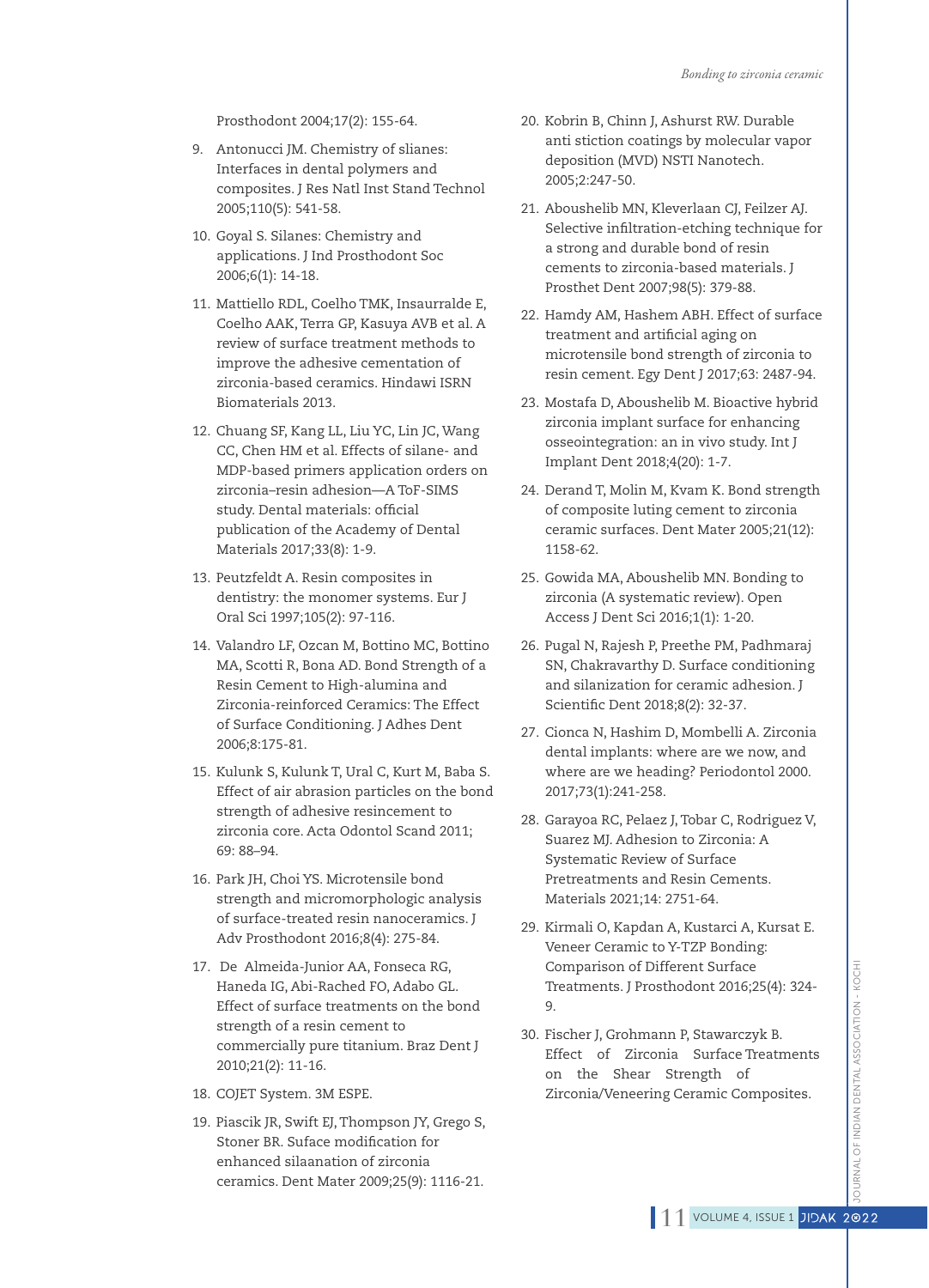Prosthodont 2004;17(2): 155-64.

9. Antonucci JM. Chemistry of slianes: Interfaces in dental polymers and composites. J Res Natl Inst Stand Technol 2005;110(5): 541-58.
10. Goyal S. Silanes: Chemistry and applications. J Ind Prosthodont Soc 2006;6(1): 14-18.
11. Mattiello RDL, Coelho TMK, Insaurralde E, Coelho AAK, Terra GP, Kasuya AVB et al. A review of surface treatment methods to improve the adhesive cementation of zirconia-based ceramics. Hindawi ISRN Biomaterials 2013.
12. Chuang SF, Kang LL, Liu YC, Lin JC, Wang CC, Chen HM et al. Effects of silane- and MDP-based primers application orders on zirconia–resin adhesion—A ToF-SIMS study. Dental materials: official publication of the Academy of Dental Materials 2017;33(8): 1-9.
13. Peutzfeldt A. Resin composites in dentistry: the monomer systems. Eur J Oral Sci 1997;105(2): 97-116.
14. Valandro LF, Ozcan M, Bottino MC, Bottino MA, Scotti R, Bona AD. Bond Strength of a Resin Cement to High-alumina and Zirconia-reinforced Ceramics: The Effect of Surface Conditioning. J Adhes Dent 2006;8:175-81.
15. Kulunk S, Kulunk T, Ural C, Kurt M, Baba S. Effect of air abrasion particles on the bond strength of adhesive resincement to zirconia core. Acta Odontol Scand 2011; 69: 88–94.
16. Park JH, Choi YS. Microtensile bond strength and micromorphologic analysis of surface-treated resin nanoceramics. J Adv Prosthodont 2016;8(4): 275-84.
17. De Almeida-Junior AA, Fonseca RG, Haneda IG, Abi-Rached FO, Adabo GL. Effect of surface treatments on the bond strength of a resin cement to commercially pure titanium. Braz Dent J 2010;21(2): 11-16.
18. COJET System. 3M ESPE.
19. Piascik JR, Swift EJ, Thompson JY, Grego S, Stoner BR. Suface modification for enhanced silaanation of zirconia ceramics. Dent Mater 2009;25(9): 1116-21.
20. Kobrin B, Chinn J, Ashurst RW. Durable anti stiction coatings by molecular vapor deposition (MVD) NSTI Nanotech. 2005;2:247-50.
21. Aboushelib MN, Kleverlaan CJ, Feilzer AJ. Selective infiltration-etching technique for a strong and durable bond of resin cements to zirconia-based materials. J Prosthet Dent 2007;98(5): 379-88.
22. Hamdy AM, Hashem ABH. Effect of surface treatment and artificial aging on microtensile bond strength of zirconia to resin cement. Egy Dent J 2017;63: 2487-94.
23. Mostafa D, Aboushelib M. Bioactive hybrid zirconia implant surface for enhancing osseointegration: an in vivo study. Int J Implant Dent 2018;4(20): 1-7.
24. Derand T, Molin M, Kvam K. Bond strength of composite luting cement to zirconia ceramic surfaces. Dent Mater 2005;21(12): 1158-62.
25. Gowida MA, Aboushelib MN. Bonding to zirconia (A systematic review). Open Access J Dent Sci 2016;1(1): 1-20.
26. Pugal N, Rajesh P, Preethe PM, Padhmaraj SN, Chakravarthy D. Surface conditioning and silanization for ceramic adhesion. J Scientific Dent 2018;8(2): 32-37.
27. Cionca N, Hashim D, Mombelli A. Zirconia dental implants: where are we now, and where are we heading? Periodontol 2000. 2017;73(1):241-258.
28. Garayoa RC, Pelaez J, Tobar C, Rodriguez V, Suarez MJ. Adhesion to Zirconia: A Systematic Review of Surface Pretreatments and Resin Cements. Materials 2021;14: 2751-64.
29. Kirmali O, Kapdan A, Kustarci A, Kursat E. Veneer Ceramic to Y-TZP Bonding: Comparison of Different Surface Treatments. J Prosthodont 2016;25(4): 324-9.
30. Fischer J, Grohmann P, Stawarczyk B. Effect of Zirconia Surface Treatments on the Shear Strength of Zirconia/Veneering Ceramic Composites.